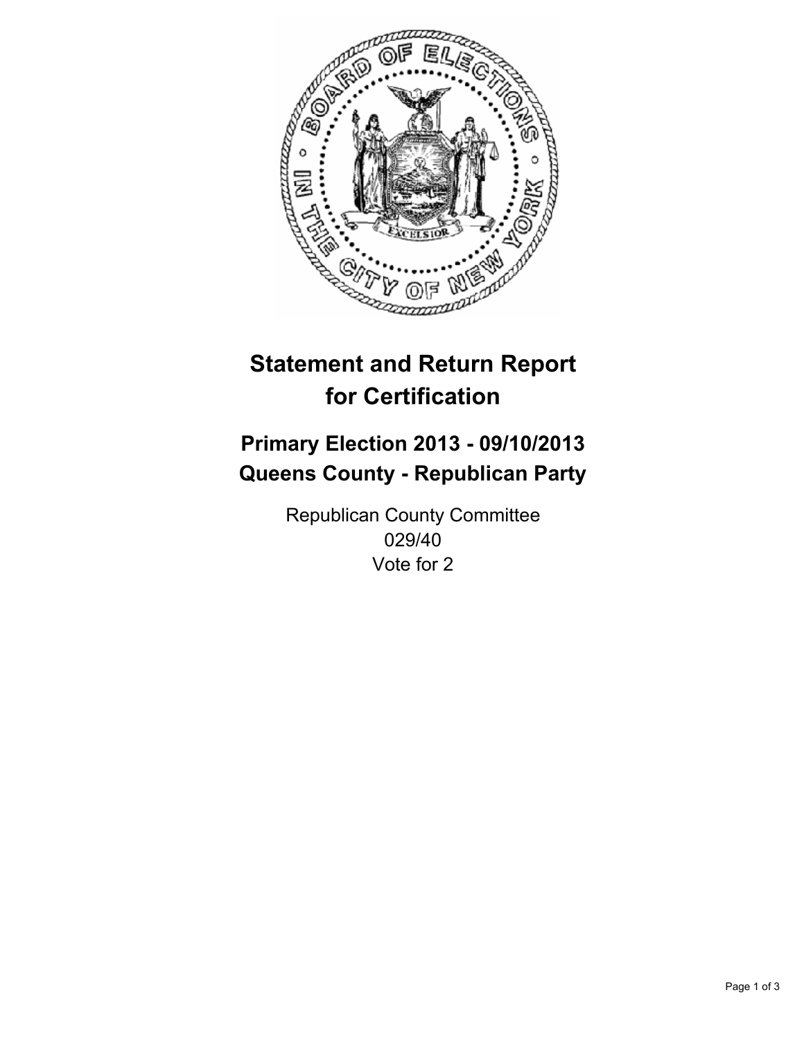# Statement and Return Report for Certification

## Primary Election 2013 - 09/10/2013
## Queens County - Republican Party

Republican County Committee
029/40
Vote for 2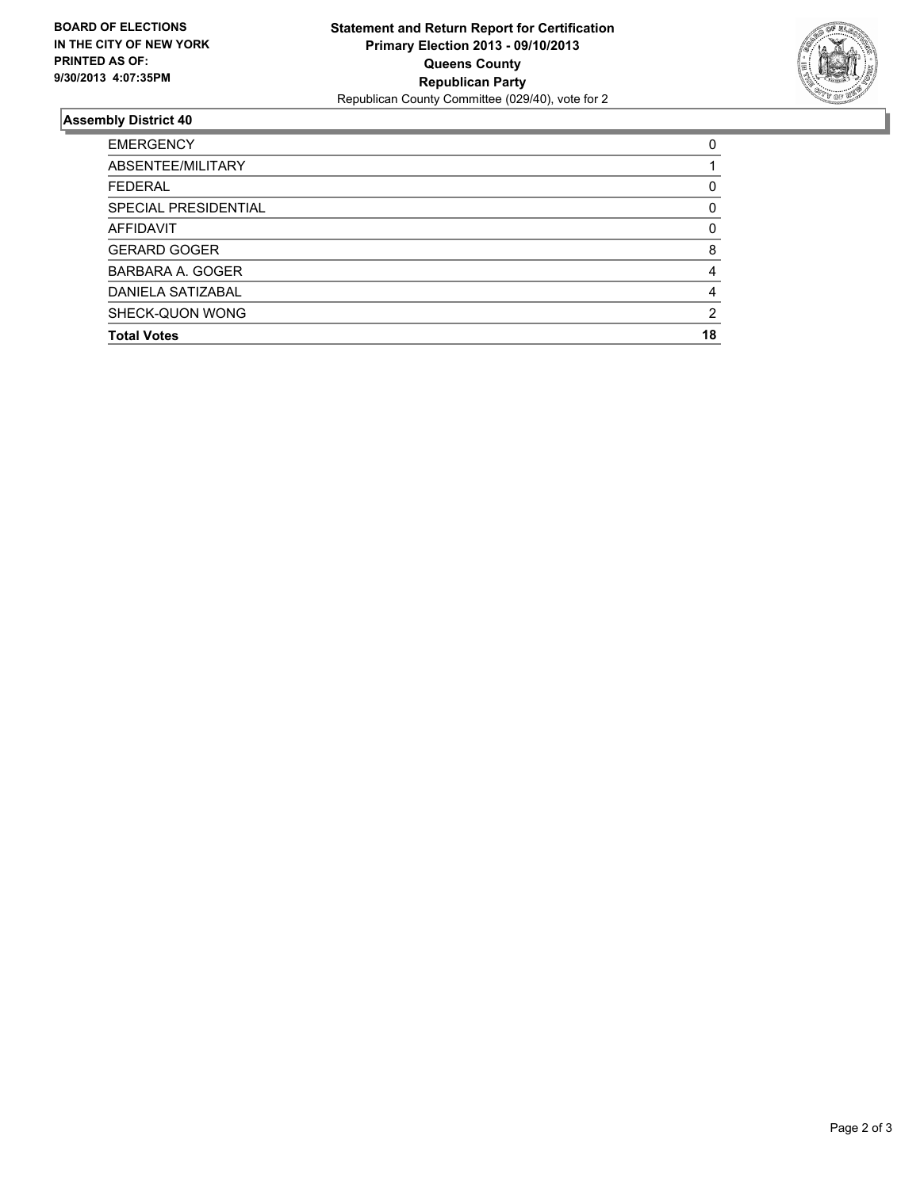**BOARD OF ELECTIONS IN THE CITY OF NEW YORK PRINTED AS OF: 9/30/2013 4:07:35PM**

**Statement and Return Report for Certification**
**Primary Election 2013 - 09/10/2013**
**Queens County**
**Republican Party**
Republican County Committee (029/40), vote for 2

## Assembly District 40

| | |
|---|---|
| EMERGENCY | 0 |
| ABSENTEE/MILITARY | 1 |
| FEDERAL | 0 |
| SPECIAL PRESIDENTIAL | 0 |
| AFFIDAVIT | 0 |
| GERARD GOGER | 8 |
| BARBARA A. GOGER | 4 |
| DANIELA SATIZABAL | 4 |
| SHECK-QUON WONG | 2 |
| **Total Votes** | **18** |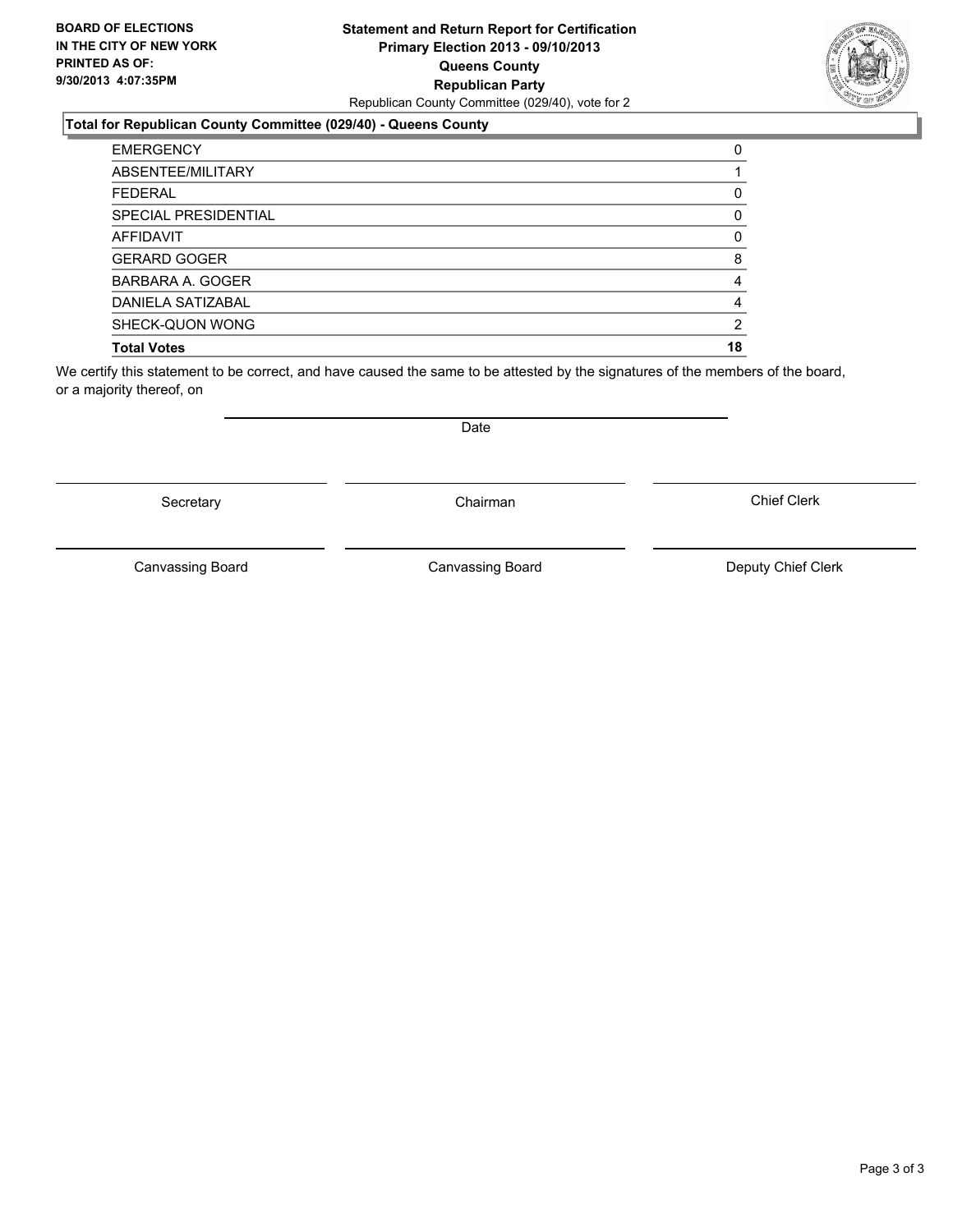**BOARD OF ELECTIONS IN THE CITY OF NEW YORK PRINTED AS OF: 9/30/2013 4:07:35PM**

**Statement and Return Report for Certification**
**Primary Election 2013 - 09/10/2013**
**Queens County**
**Republican Party**
Republican County Committee (029/40), vote for 2

**Total for Republican County Committee (029/40) - Queens County**

| | |
|---|---|
| EMERGENCY | 0 |
| ABSENTEE/MILITARY | 1 |
| FEDERAL | 0 |
| SPECIAL PRESIDENTIAL | 0 |
| AFFIDAVIT | 0 |
| GERARD GOGER | 8 |
| BARBARA A. GOGER | 4 |
| DANIELA SATIZABAL | 4 |
| SHECK-QUON WONG | 2 |
| **Total Votes** | **18** |

We certify this statement to be correct, and have caused the same to be attested by the signatures of the members of the board, or a majority thereof, on

Date

Secretary    Chairman    Chief Clerk

Canvassing Board    Canvassing Board    Deputy Chief Clerk